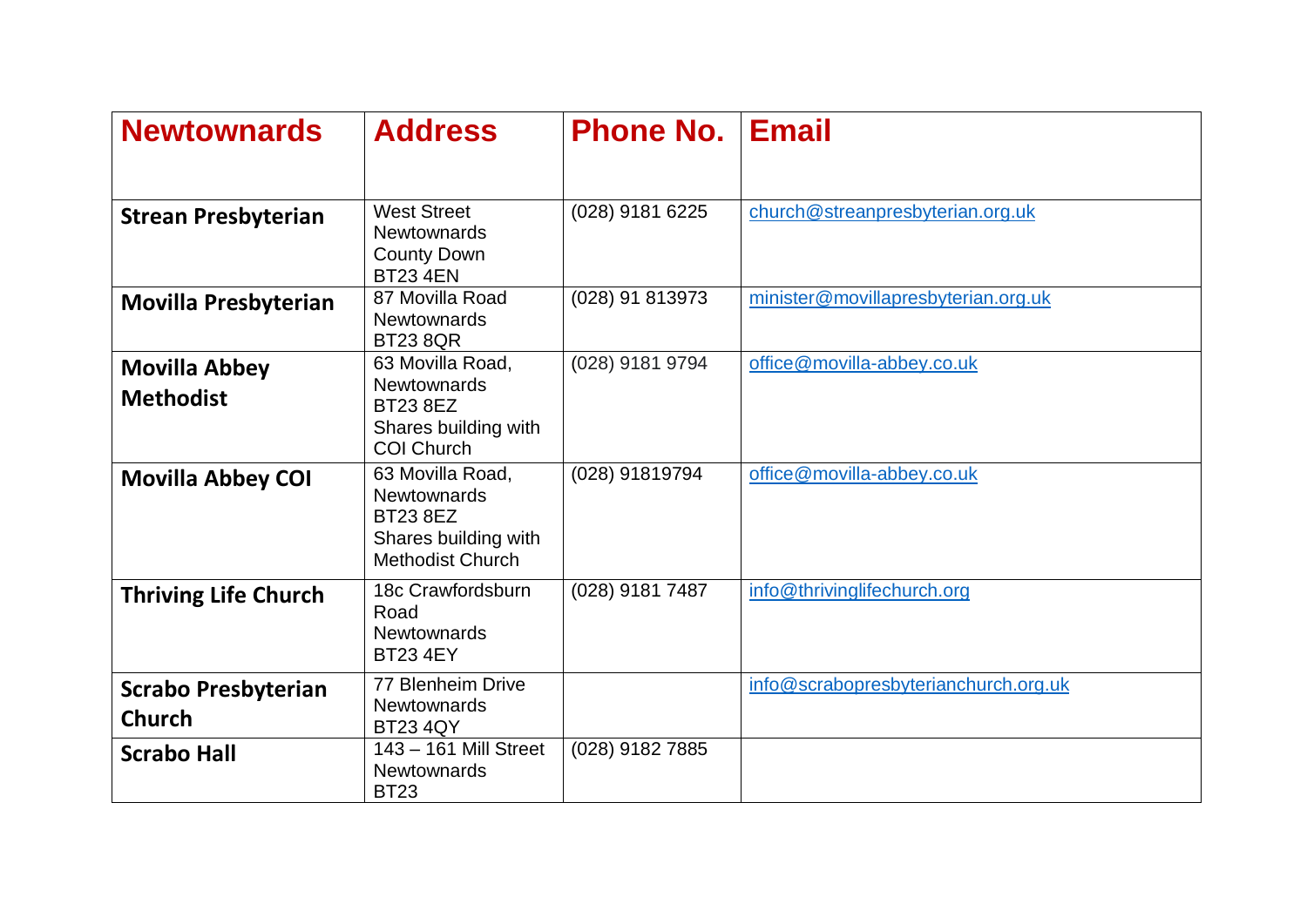| Newtownards | Address | Phone No. | Email |
|---|---|---|---|
| **Strean Presbyterian** | West Street<br>Newtownards<br>County Down<br>BT23 4EN | (028) 9181 6225 | church@streanpresbyterian.org.uk |
| **Movilla Presbyterian** | 87 Movilla Road<br>Newtownards<br>BT23 8QR | (028) 91 813973 | minister@movillapresbyterian.org.uk |
| **Movilla Abbey Methodist** | 63 Movilla Road,<br>Newtownards<br>BT23 8EZ<br>Shares building with COI Church | (028) 9181 9794 | office@movilla-abbey.co.uk |
| **Movilla Abbey COI** | 63 Movilla Road,<br>Newtownards<br>BT23 8EZ<br>Shares building with Methodist Church | (028) 91819794 | office@movilla-abbey.co.uk |
| **Thriving Life Church** | 18c Crawfordsburn Road<br>Newtownards<br>BT23 4EY | (028) 9181 7487 | info@thrivinglifechurch.org |
| **Scrabo Presbyterian Church** | 77 Blenheim Drive<br>Newtownards<br>BT23 4QY | | info@scrabopresbyterianchurch.org.uk |
| **Scrabo Hall** | 143 – 161 Mill Street<br>Newtownards<br>BT23 | (028) 9182 7885 | |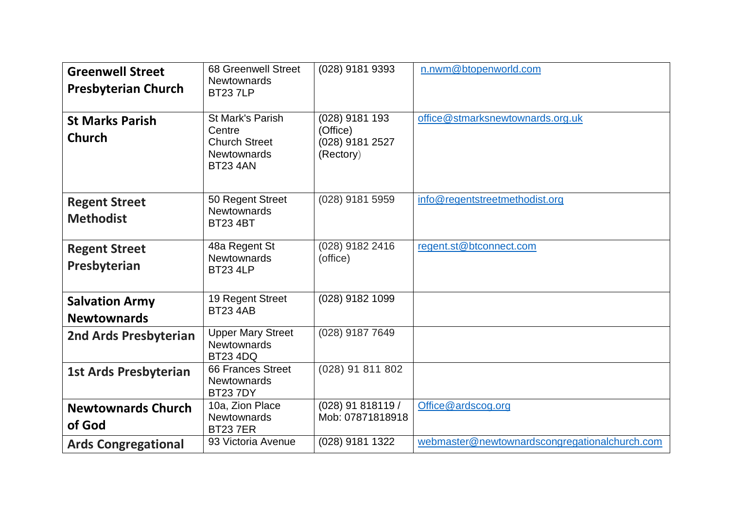| **Greenwell Street Presbyterian Church** | 68 Greenwell Street Newtownards BT23 7LP | (028) 9181 9393 | n.nwm@btopenworld.com |
|---|---|---|---|
| **St Marks Parish Church** | St Mark's Parish Centre Church Street Newtownards BT23 4AN | (028) 9181 193 (Office) (028) 9181 2527 (Rectory) | office@stmarksnewtownards.org.uk |
| **Regent Street Methodist** | 50 Regent Street Newtownards BT23 4BT | (028) 9181 5959 | info@regentstreetmethodist.org |
| **Regent Street Presbyterian** | 48a Regent St Newtownards BT23 4LP | (028) 9182 2416 (office) | regent.st@btconnect.com |
| **Salvation Army Newtownards** | 19 Regent Street BT23 4AB | (028) 9182 1099 | |
| **2nd Ards Presbyterian** | Upper Mary Street Newtownards BT23 4DQ | (028) 9187 7649 | |
| **1st Ards Presbyterian** | 66 Frances Street Newtownards BT23 7DY | (028) 91 811 802 | |
| **Newtownards Church of God** | 10a, Zion Place Newtownards BT23 7ER | (028) 91 818119 / Mob: 07871818918 | Office@ardscog.org |
| **Ards Congregational** | 93 Victoria Avenue | (028) 9181 1322 | webmaster@newtownardscongregationalchurch.com |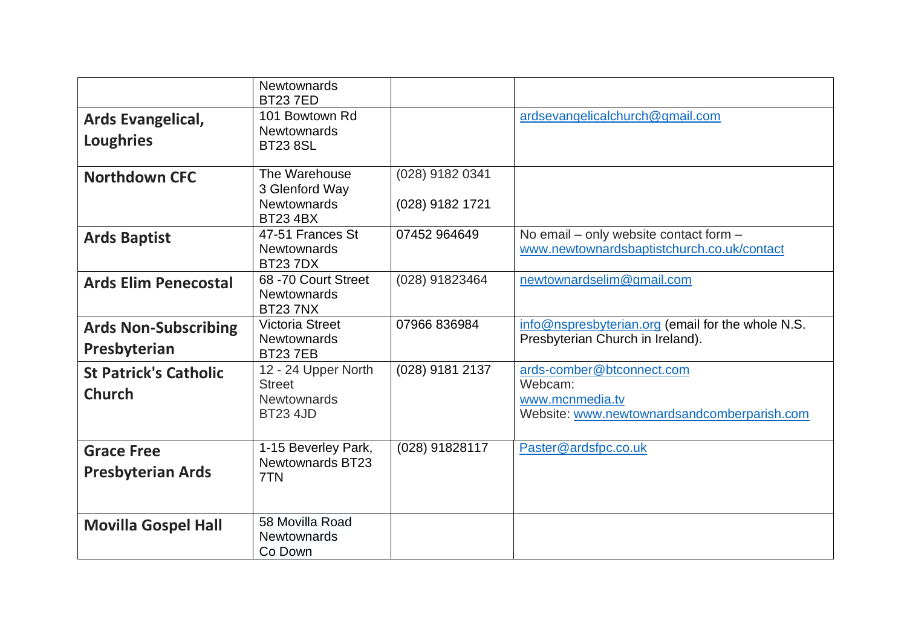| | | | |
|---|---|---|---|
| | Newtownards BT23 7ED | | |
| **Ards Evangelical, Loughries** | 101 Bowtown Rd Newtownards BT23 8SL | | ardsevangelicalchurch@gmail.com |
| **Northdown CFC** | The Warehouse 3 Glenford Way Newtownards BT23 4BX | (028) 9182 0341<br>(028) 9182 1721 | |
| **Ards Baptist** | 47-51 Frances St Newtownards BT23 7DX | 07452 964649 | No email – only website contact form – www.newtownardsbaptistchurch.co.uk/contact |
| **Ards Elim Penecostal** | 68 -70 Court Street Newtownards BT23 7NX | (028) 91823464 | newtownardselim@gmail.com |
| **Ards Non-Subscribing Presbyterian** | Victoria Street Newtownards BT23 7EB | 07966 836984 | info@nspresbyterian.org (email for the whole N.S. Presbyterian Church in Ireland). |
| **St Patrick's Catholic Church** | 12 - 24 Upper North Street Newtownards BT23 4JD | (028) 9181 2137 | ards-comber@btconnect.com<br>Webcam:<br>www.mcnmedia.tv<br>Website: www.newtownardsandcomberparish.com |
| **Grace Free Presbyterian Ards** | 1-15 Beverley Park, Newtownards BT23 7TN | (028) 91828117 | Paster@ardsfpc.co.uk |
| **Movilla Gospel Hall** | 58 Movilla Road Newtownards Co Down | | |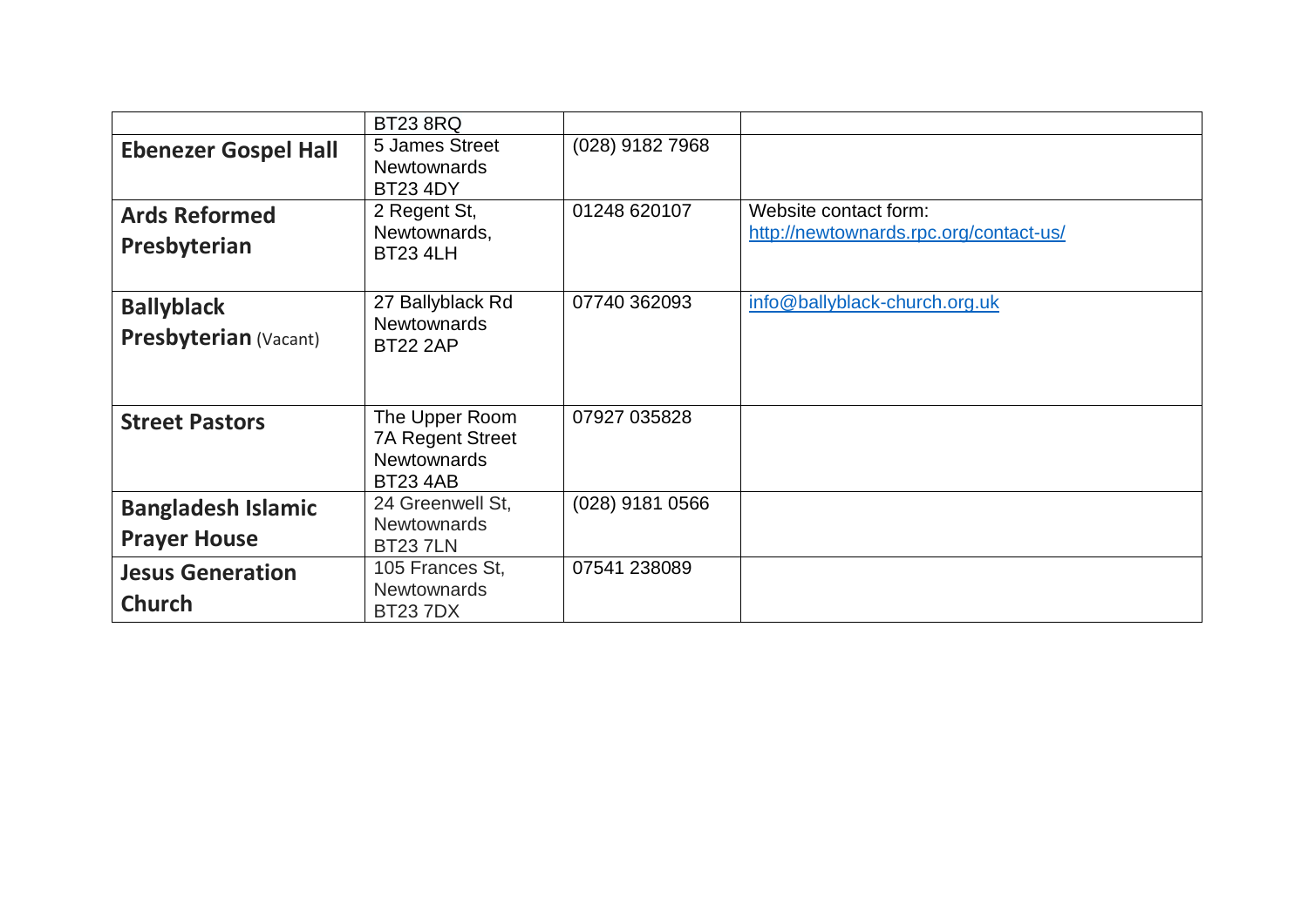| | | | |
|---|---|---|---|
| | BT23 8RQ | | |
| **Ebenezer Gospel Hall** | 5 James Street Newtownards BT23 4DY | (028) 9182 7968 | |
| **Ards Reformed Presbyterian** | 2 Regent St, Newtownards, BT23 4LH | 01248 620107 | Website contact form: http://newtownards.rpc.org/contact-us/ |
| **Ballyblack Presbyterian** (Vacant) | 27 Ballyblack Rd Newtownards BT22 2AP | 07740 362093 | info@ballyblack-church.org.uk |
| **Street Pastors** | The Upper Room 7A Regent Street Newtownards BT23 4AB | 07927 035828 | |
| **Bangladesh Islamic Prayer House** | 24 Greenwell St, Newtownards BT23 7LN | (028) 9181 0566 | |
| **Jesus Generation Church** | 105 Frances St, Newtownards BT23 7DX | 07541 238089 | |